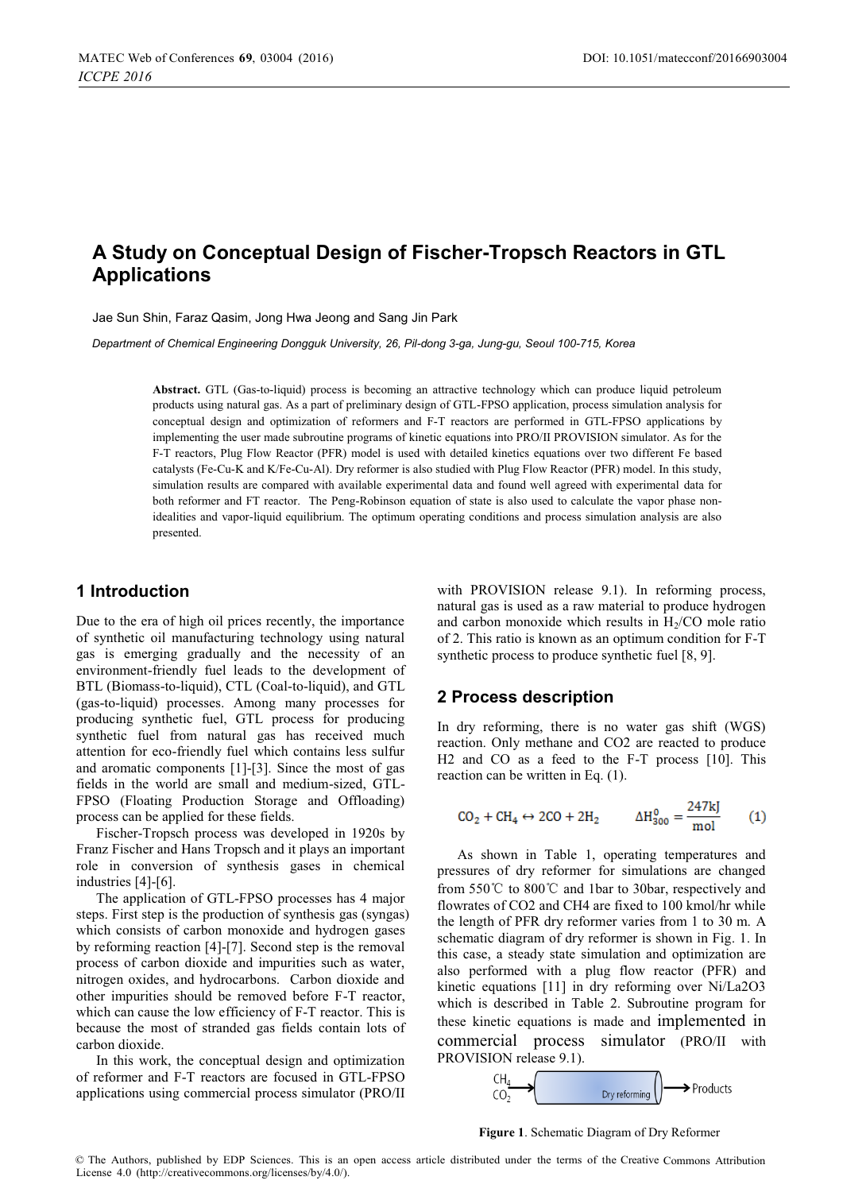# A Study on Conceptual Design of Fischer-Tropsch Reactors in GTL Applications

Jae Sun Shin, Faraz Qasim, Jong Hwa Jeong and Sang Jin Park

*Department of Chemical Engineering Dongguk University, 26, Pil-dong 3-ga, Jung-gu, Seoul 100-715, Korea*

**Abstract.** GTL (Gas-to-liquid) process is becoming an attractive technology which can produce liquid petroleum products using natural gas. As a part of preliminary design of GTL-FPSO application, process simulation analysis for conceptual design and optimization of reformers and F-T reactors are performed in GTL-FPSO applications by implementing the user made subroutine programs of kinetic equations into PRO/II PROVISION simulator. As for the F-T reactors, Plug Flow Reactor (PFR) model is used with detailed kinetics equations over two different Fe based catalysts (Fe-Cu-K and K/Fe-Cu-Al). Dry reformer is also studied with Plug Flow Reactor (PFR) model. In this study, simulation results are compared with available experimental data and found well agreed with experimental data for both reformer and FT reactor. The Peng-Robinson equation of state is also used to calculate the vapor phase non-idealities and vapor-liquid equilibrium. The optimum operating conditions and process simulation analysis are also presented.

## 1 Introduction

Due to the era of high oil prices recently, the importance of synthetic oil manufacturing technology using natural gas is emerging gradually and the necessity of an environment-friendly fuel leads to the development of BTL (Biomass-to-liquid), CTL (Coal-to-liquid), and GTL (gas-to-liquid) processes. Among many processes for producing synthetic fuel, GTL process for producing synthetic fuel from natural gas has received much attention for eco-friendly fuel which contains less sulfur and aromatic components [1]-[3]. Since the most of gas fields in the world are small and medium-sized, GTL-FPSO (Floating Production Storage and Offloading) process can be applied for these fields.

Fischer-Tropsch process was developed in 1920s by Franz Fischer and Hans Tropsch and it plays an important role in conversion of synthesis gases in chemical industries [4]-[6].

The application of GTL-FPSO processes has 4 major steps. First step is the production of synthesis gas (syngas) which consists of carbon monoxide and hydrogen gases by reforming reaction [4]-[7]. Second step is the removal process of carbon dioxide and impurities such as water, nitrogen oxides, and hydrocarbons. Carbon dioxide and other impurities should be removed before F-T reactor, which can cause the low efficiency of F-T reactor. This is because the most of stranded gas fields contain lots of carbon dioxide.

In this work, the conceptual design and optimization of reformer and F-T reactors are focused in GTL-FPSO applications using commercial process simulator (PRO/II with PROVISION release 9.1). In reforming process, natural gas is used as a raw material to produce hydrogen and carbon monoxide which results in $H_2/CO$ mole ratio of 2. This ratio is known as an optimum condition for F-T synthetic process to produce synthetic fuel [8, 9].

## 2 Process description

In dry reforming, there is no water gas shift (WGS) reaction. Only methane and CO2 are reacted to produce H2 and CO as a feed to the F-T process [10]. This reaction can be written in Eq. (1).

$$CO_2 + CH_4 \leftrightarrow 2CO + 2H_2 \qquad \Delta H^0_{300} = \frac{247\text{kJ}}{\text{mol}} \qquad (1)$$

As shown in Table 1, operating temperatures and pressures of dry reformer for simulations are changed from 550℃ to 800℃ and 1bar to 30bar, respectively and flowrates of CO2 and CH4 are fixed to 100 kmol/hr while the length of PFR dry reformer varies from 1 to 30 m. A schematic diagram of dry reformer is shown in Fig. 1. In this case, a steady state simulation and optimization are also performed with a plug flow reactor (PFR) and kinetic equations [11] in dry reforming over Ni/La2O3 which is described in Table 2. Subroutine program for these kinetic equations is made and implemented in commercial process simulator (PRO/II with PROVISION release 9.1).

**Figure 1**. Schematic Diagram of Dry Reformer

© The Authors, published by EDP Sciences. This is an open access article distributed under the terms of the Creative Commons Attribution License 4.0 (http://creativecommons.org/licenses/by/4.0/).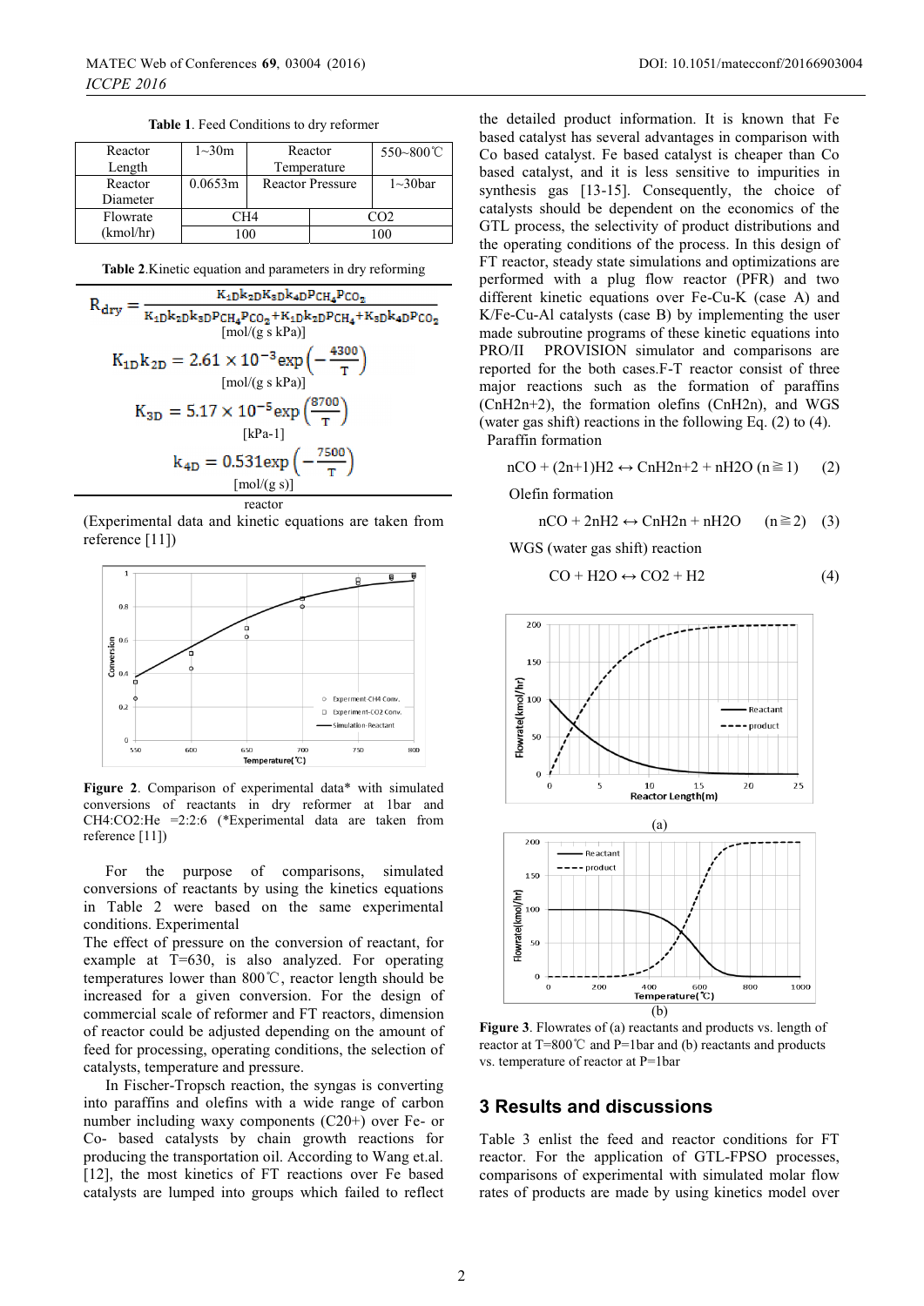**Table 1**. Feed Conditions to dry reformer

| Reactor Length | 1~30m | Reactor Temperature | 550~800℃ |
|---|---|---|---|
| Reactor Diameter | 0.0653m | Reactor Pressure | 1~30bar |
| Flowrate (kmol/hr) | CH4 | | CO2 |
| | 100 | | 100 |

**Table 2**.Kinetic equation and parameters in dry reforming reactor

$$R_{dry} = \frac{K_{1D}k_{2D}K_{3D}k_{4D}P_{CH_4}P_{CO_2}}{K_{1D}k_{2D}k_{3D}P_{CH_4}P_{CO_2}+K_{1D}k_{2D}P_{CH_4}+K_{3D}k_{4D}P_{CO_2}}$$

[mol/(g s kPa)]

$$K_{1D}k_{2D} = 2.61 \times 10^{-3}\exp\left(-\frac{4300}{T}\right)$$

[mol/(g s kPa)]

$$K_{3D} = 5.17 \times 10^{-5}\exp\left(\frac{8700}{T}\right)$$

[kPa-1]

$$k_{4D} = 0.531\exp\left(-\frac{7500}{T}\right)$$

[mol/(g s)]

(Experimental data and kinetic equations are taken from reference [11])

**Figure 2**. Comparison of experimental data* with simulated conversions of reactants in dry reformer at 1bar and CH4:CO2:He =2:2:6 (*Experimental data are taken from reference [11])

For the purpose of comparisons, simulated conversions of reactants by using the kinetics equations in Table 2 were based on the same experimental conditions. Experimental
The effect of pressure on the conversion of reactant, for example at T=630, is also analyzed. For operating temperatures lower than 800℃, reactor length should be increased for a given conversion. For the design of commercial scale of reformer and FT reactors, dimension of reactor could be adjusted depending on the amount of feed for processing, operating conditions, the selection of catalysts, temperature and pressure.

In Fischer-Tropsch reaction, the syngas is converting into paraffins and olefins with a wide range of carbon number including waxy components (C20+) over Fe- or Co- based catalysts by chain growth reactions for producing the transportation oil. According to Wang et.al. [12], the most kinetics of FT reactions over Fe based catalysts are lumped into groups which failed to reflect the detailed product information. It is known that Fe based catalyst has several advantages in comparison with Co based catalyst. Fe based catalyst is cheaper than Co based catalyst, and it is less sensitive to impurities in synthesis gas [13-15]. Consequently, the choice of catalysts should be dependent on the economics of the GTL process, the selectivity of product distributions and the operating conditions of the process. In this design of FT reactor, steady state simulations and optimizations are performed with a plug flow reactor (PFR) and two different kinetic equations over Fe-Cu-K (case A) and K/Fe-Cu-Al catalysts (case B) by implementing the user made subroutine programs of these kinetic equations into PRO/II PROVISION simulator and comparisons are reported for the both cases.F-T reactor consist of three major reactions such as the formation of paraffins ($C_nH_{2n+2}$), the formation olefins ($C_nH_{2n}$), and WGS (water gas shift) reactions in the following Eq. (2) to (4).

Paraffin formation

$$nCO + (2n+1)H_2 \leftrightarrow C_nH_{2n+2} + nH_2O \ (n \geqq 1) \quad (2)$$

Olefin formation

$$nCO + 2nH_2 \leftrightarrow C_nH_{2n} + nH_2O \quad (n \geqq 2) \quad (3)$$

WGS (water gas shift) reaction

$$CO + H_2O \leftrightarrow CO_2 + H_2 \quad (4)$$

(a)

(b)

**Figure 3**. Flowrates of (a) reactants and products vs. length of reactor at T=800℃ and P=1bar and (b) reactants and products vs. temperature of reactor at P=1bar

## 3 Results and discussions

Table 3 enlist the feed and reactor conditions for FT reactor. For the application of GTL-FPSO processes, comparisons of experimental with simulated molar flow rates of products are made by using kinetics model over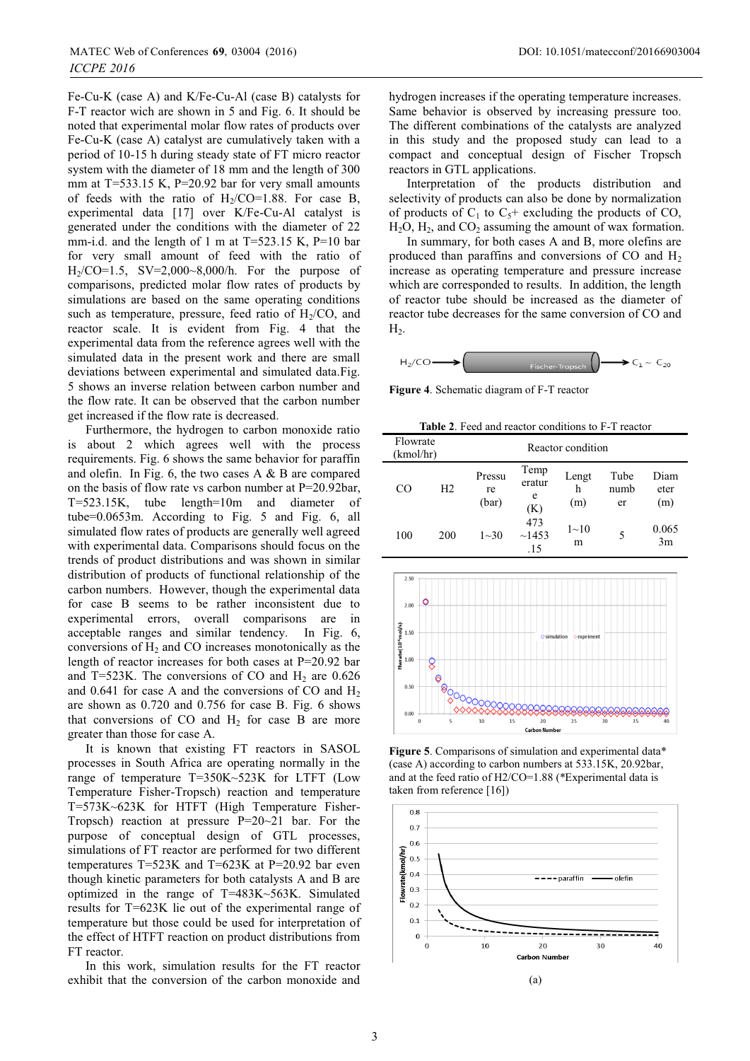Fe-Cu-K (case A) and K/Fe-Cu-Al (case B) catalysts for F-T reactor wich are shown in 5 and Fig. 6. It should be noted that experimental molar flow rates of products over Fe-Cu-K (case A) catalyst are cumulatively taken with a period of 10-15 h during steady state of FT micro reactor system with the diameter of 18 mm and the length of 300 mm at T=533.15 K, P=20.92 bar for very small amounts of feeds with the ratio of $H_2/CO$=1.88. For case B, experimental data [17] over K/Fe-Cu-Al catalyst is generated under the conditions with the diameter of 22 mm-i.d. and the length of 1 m at T=523.15 K, P=10 bar for very small amount of feed with the ratio of $H_2/CO$=1.5, SV=2,000~8,000/h. For the purpose of comparisons, predicted molar flow rates of products by simulations are based on the same operating conditions such as temperature, pressure, feed ratio of $H_2/CO$, and reactor scale. It is evident from Fig. 4 that the experimental data from the reference agrees well with the simulated data in the present work and there are small deviations between experimental and simulated data.Fig. 5 shows an inverse relation between carbon number and the flow rate. It can be observed that the carbon number get increased if the flow rate is decreased.

Furthermore, the hydrogen to carbon monoxide ratio is about 2 which agrees well with the process requirements. Fig. 6 shows the same behavior for paraffin and olefin. In Fig. 6, the two cases A & B are compared on the basis of flow rate vs carbon number at P=20.92bar, T=523.15K, tube length=10m and diameter of tube=0.0653m. According to Fig. 5 and Fig. 6, all simulated flow rates of products are generally well agreed with experimental data. Comparisons should focus on the trends of product distributions and was shown in similar distribution of products of functional relationship of the carbon numbers. However, though the experimental data for case B seems to be rather inconsistent due to experimental errors, overall comparisons are in acceptable ranges and similar tendency. In Fig. 6, conversions of $H_2$ and CO increases monotonically as the length of reactor increases for both cases at P=20.92 bar and T=523K. The conversions of CO and $H_2$ are 0.626 and 0.641 for case A and the conversions of CO and $H_2$ are shown as 0.720 and 0.756 for case B. Fig. 6 shows that conversions of CO and $H_2$ for case B are more greater than those for case A.

It is known that existing FT reactors in SASOL processes in South Africa are operating normally in the range of temperature T=350K~523K for LTFT (Low Temperature Fisher-Tropsch) reaction and temperature T=573K~623K for HTFT (High Temperature Fisher-Tropsch) reaction at pressure P=20~21 bar. For the purpose of conceptual design of GTL processes, simulations of FT reactor are performed for two different temperatures T=523K and T=623K at P=20.92 bar even though kinetic parameters for both catalysts A and B are optimized in the range of T=483K~563K. Simulated results for T=623K lie out of the experimental range of temperature but those could be used for interpretation of the effect of HTFT reaction on product distributions from FT reactor.

In this work, simulation results for the FT reactor exhibit that the conversion of the carbon monoxide and hydrogen increases if the operating temperature increases. Same behavior is observed by increasing pressure too. The different combinations of the catalysts are analyzed in this study and the proposed study can lead to a compact and conceptual design of Fischer Tropsch reactors in GTL applications.

Interpretation of the products distribution and selectivity of products can also be done by normalization of products of $C_1$ to $C_5$+ excluding the products of CO, $H_2O$, $H_2$, and $CO_2$ assuming the amount of wax formation.

In summary, for both cases A and B, more olefins are produced than paraffins and conversions of CO and $H_2$ increase as operating temperature and pressure increase which are corresponded to results. In addition, the length of reactor tube should be increased as the diameter of reactor tube decreases for the same conversion of CO and $H_2$.

**Figure 4**. Schematic diagram of F-T reactor

**Table 2**. Feed and reactor conditions to F-T reactor

| Flowrate (kmol/hr) | | Reactor condition | | | | |
|---|---|---|---|---|---|---|
| CO | H2 | Pressure (bar) | Temperature (K) | Length (m) | Tube number | Diameter (m) |
| 100 | 200 | 1~30 | 473 ~1453 .15 | 1~10 m | 5 | 0.0653m |

**Figure 5**. Comparisons of simulation and experimental data* (case A) according to carbon numbers at 533.15K, 20.92bar, and at the feed ratio of H2/CO=1.88 (*Experimental data is taken from reference [16])

(a)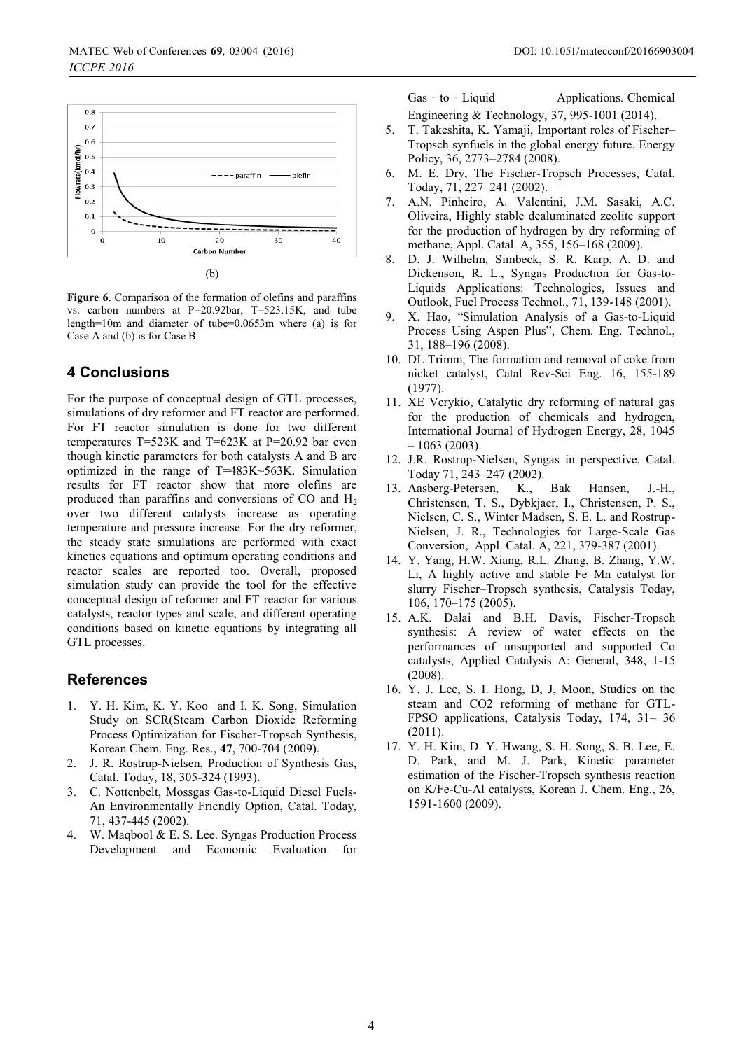0.8
0.7
0.6
0.5
0.4
0.3
0.2
0.1
0
0 10 20 30 40
Flowrate(kmol/hr)
Carbon Number
paraffin olefin

(b)

**Figure 6**. Comparison of the formation of olefins and paraffins vs. carbon numbers at P=20.92bar, T=523.15K, and tube length=10m and diameter of tube=0.0653m where (a) is for Case A and (b) is for Case B

## 4 Conclusions

For the purpose of conceptual design of GTL processes, simulations of dry reformer and FT reactor are performed. For FT reactor simulation is done for two different temperatures T=523K and T=623K at P=20.92 bar even though kinetic parameters for both catalysts A and B are optimized in the range of T=483K~563K. Simulation results for FT reactor show that more olefins are produced than paraffins and conversions of CO and $H_2$ over two different catalysts increase as operating temperature and pressure increase. For the dry reformer, the steady state simulations are performed with exact kinetics equations and optimum operating conditions and reactor scales are reported too. Overall, proposed simulation study can provide the tool for the effective conceptual design of reformer and FT reactor for various catalysts, reactor types and scale, and different operating conditions based on kinetic equations by integrating all GTL processes.

## References

1. Y. H. Kim, K. Y. Koo and I. K. Song, Simulation Study on SCR(Steam Carbon Dioxide Reforming Process Optimization for Fischer-Tropsch Synthesis, Korean Chem. Eng. Res., **47**, 700-704 (2009).
2. J. R. Rostrup-Nielsen, Production of Synthesis Gas, Catal. Today, 18, 305-324 (1993).
3. C. Nottenbelt, Mossgas Gas-to-Liquid Diesel Fuels-An Environmentally Friendly Option, Catal. Today, 71, 437-445 (2002).
4. W. Maqbool & E. S. Lee. Syngas Production Process Development and Economic Evaluation for Gas - to - Liquid Applications. Chemical Engineering & Technology, 37, 995-1001 (2014).
5. T. Takeshita, K. Yamaji, Important roles of Fischer–Tropsch synfuels in the global energy future. Energy Policy, 36, 2773–2784 (2008).
6. M. E. Dry, The Fischer-Tropsch Processes, Catal. Today, 71, 227–241 (2002).
7. A.N. Pinheiro, A. Valentini, J.M. Sasaki, A.C. Oliveira, Highly stable dealuminated zeolite support for the production of hydrogen by dry reforming of methane, Appl. Catal. A, 355, 156–168 (2009).
8. D. J. Wilhelm, Simbeck, S. R. Karp, A. D. and Dickenson, R. L., Syngas Production for Gas-to-Liquids Applications: Technologies, Issues and Outlook, Fuel Process Technol., 71, 139-148 (2001).
9. X. Hao, "Simulation Analysis of a Gas-to-Liquid Process Using Aspen Plus", Chem. Eng. Technol., 31, 188–196 (2008).
10. DL Trimm, The formation and removal of coke from nicket catalyst, Catal Rev-Sci Eng. 16, 155-189 (1977).
11. XE Verykio, Catalytic dry reforming of natural gas for the production of chemicals and hydrogen, International Journal of Hydrogen Energy, 28, 1045 – 1063 (2003).
12. J.R. Rostrup-Nielsen, Syngas in perspective, Catal. Today 71, 243–247 (2002).
13. Aasberg-Petersen, K., Bak Hansen, J.-H., Christensen, T. S., Dybkjaer, I., Christensen, P. S., Nielsen, C. S., Winter Madsen, S. E. L. and Rostrup-Nielsen, J. R., Technologies for Large-Scale Gas Conversion, Appl. Catal. A, 221, 379-387 (2001).
14. Y. Yang, H.W. Xiang, R.L. Zhang, B. Zhang, Y.W. Li, A highly active and stable Fe–Mn catalyst for slurry Fischer–Tropsch synthesis, Catalysis Today, 106, 170–175 (2005).
15. A.K. Dalai and B.H. Davis, Fischer-Tropsch synthesis: A review of water effects on the performances of unsupported and supported Co catalysts, Applied Catalysis A: General, 348, 1-15 (2008).
16. Y. J. Lee, S. I. Hong, D, J, Moon, Studies on the steam and CO2 reforming of methane for GTL-FPSO applications, Catalysis Today, 174, 31– 36 (2011).
17. Y. H. Kim, D. Y. Hwang, S. H. Song, S. B. Lee, E. D. Park, and M. J. Park, Kinetic parameter estimation of the Fischer-Tropsch synthesis reaction on K/Fe-Cu-Al catalysts, Korean J. Chem. Eng., 26, 1591-1600 (2009).